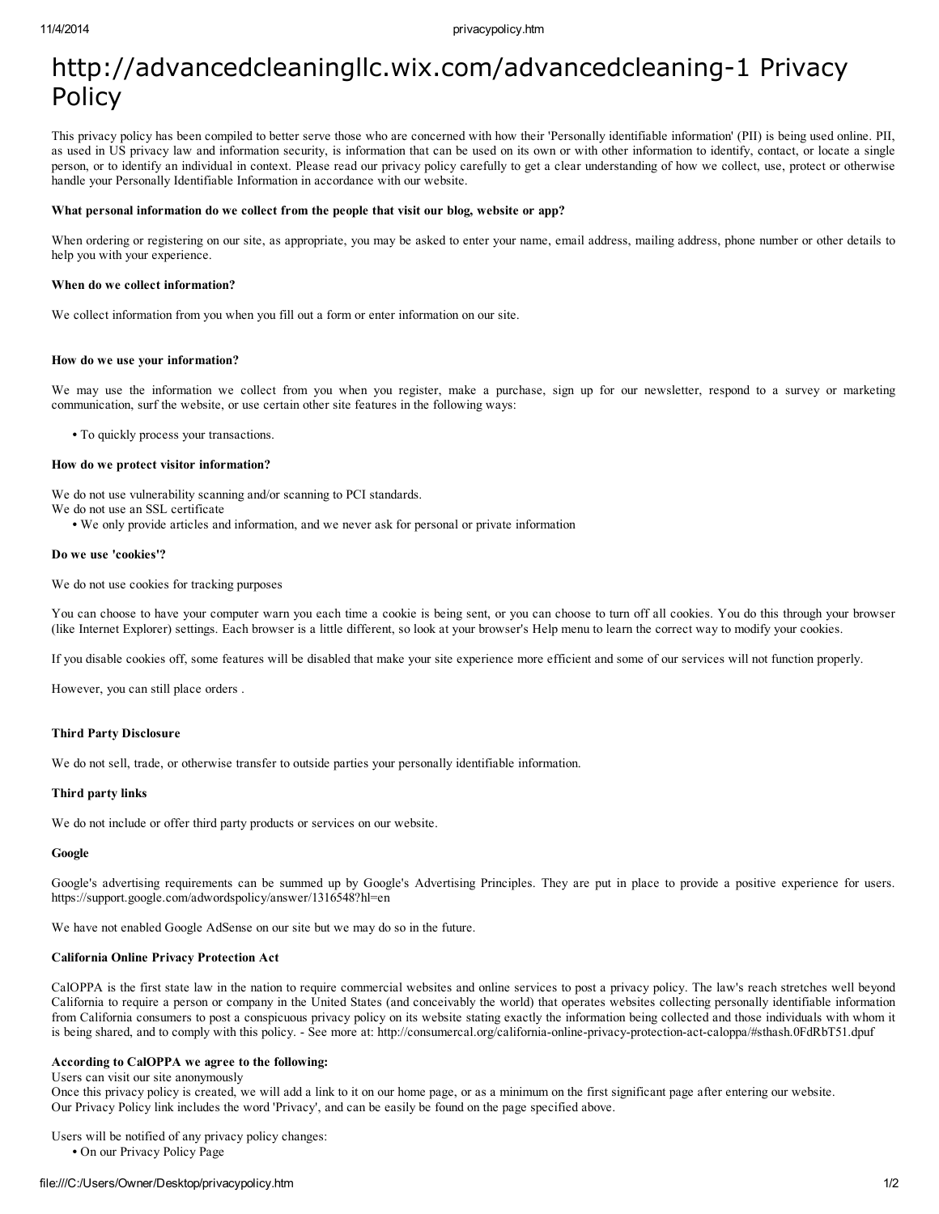# http://advancedcleaningllc.wix.com/advancedcleaning-1 Privacy Policy

This privacy policy has been compiled to better serve those who are concerned with how their 'Personally identifiable information' (PII) is being used online. PII, as used in US privacy law and information security, is information that can be used on its own or with other information to identify, contact, or locate a single person, or to identify an individual in context. Please read our privacy policy carefully to get a clear understanding of how we collect, use, protect or otherwise handle your Personally Identifiable Information in accordance with our website.

**What personal information do we collect from the people that visit our blog, website or app?**

When ordering or registering on our site, as appropriate, you may be asked to enter your name, email address, mailing address, phone number or other details to help you with your experience.

**When do we collect information?**

We collect information from you when you fill out a form or enter information on our site.

**How do we use your information?**

We may use the information we collect from you when you register, make a purchase, sign up for our newsletter, respond to a survey or marketing communication, surf the website, or use certain other site features in the following ways:

- To quickly process your transactions.

**How do we protect visitor information?**

We do not use vulnerability scanning and/or scanning to PCI standards.
We do not use an SSL certificate

- We only provide articles and information, and we never ask for personal or private information

**Do we use 'cookies'?**

We do not use cookies for tracking purposes

You can choose to have your computer warn you each time a cookie is being sent, or you can choose to turn off all cookies. You do this through your browser (like Internet Explorer) settings. Each browser is a little different, so look at your browser's Help menu to learn the correct way to modify your cookies.

If you disable cookies off, some features will be disabled that make your site experience more efficient and some of our services will not function properly.

However, you can still place orders .

**Third Party Disclosure**

We do not sell, trade, or otherwise transfer to outside parties your personally identifiable information.

**Third party links**

We do not include or offer third party products or services on our website.

**Google**

Google's advertising requirements can be summed up by Google's Advertising Principles. They are put in place to provide a positive experience for users. https://support.google.com/adwordspolicy/answer/1316548?hl=en

We have not enabled Google AdSense on our site but we may do so in the future.

**California Online Privacy Protection Act**

CalOPPA is the first state law in the nation to require commercial websites and online services to post a privacy policy. The law's reach stretches well beyond California to require a person or company in the United States (and conceivably the world) that operates websites collecting personally identifiable information from California consumers to post a conspicuous privacy policy on its website stating exactly the information being collected and those individuals with whom it is being shared, and to comply with this policy. - See more at: http://consumercal.org/california-online-privacy-protection-act-caloppa/#sthash.0FdRbT51.dpuf

**According to CalOPPA we agree to the following:**
Users can visit our site anonymously
Once this privacy policy is created, we will add a link to it on our home page, or as a minimum on the first significant page after entering our website.
Our Privacy Policy link includes the word 'Privacy', and can be easily be found on the page specified above.

Users will be notified of any privacy policy changes:

- On our Privacy Policy Page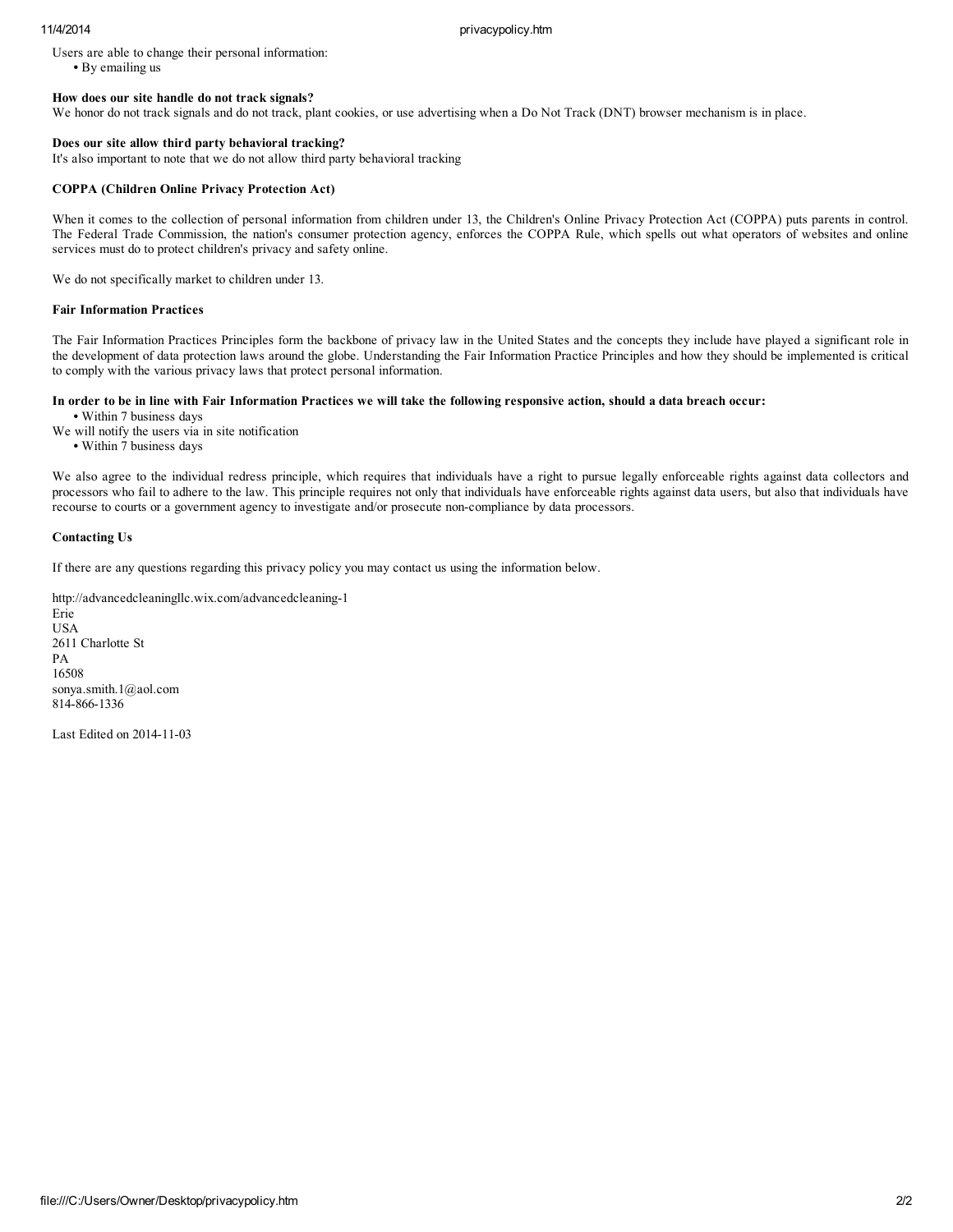Users are able to change their personal information:

- By emailing us

**How does our site handle do not track signals?**

We honor do not track signals and do not track, plant cookies, or use advertising when a Do Not Track (DNT) browser mechanism is in place.

**Does our site allow third party behavioral tracking?**

It's also important to note that we do not allow third party behavioral tracking

**COPPA (Children Online Privacy Protection Act)**

When it comes to the collection of personal information from children under 13, the Children's Online Privacy Protection Act (COPPA) puts parents in control. The Federal Trade Commission, the nation's consumer protection agency, enforces the COPPA Rule, which spells out what operators of websites and online services must do to protect children's privacy and safety online.

We do not specifically market to children under 13.

**Fair Information Practices**

The Fair Information Practices Principles form the backbone of privacy law in the United States and the concepts they include have played a significant role in the development of data protection laws around the globe. Understanding the Fair Information Practice Principles and how they should be implemented is critical to comply with the various privacy laws that protect personal information.

**In order to be in line with Fair Information Practices we will take the following responsive action, should a data breach occur:**

- Within 7 business days

We will notify the users via in site notification

- Within 7 business days

We also agree to the individual redress principle, which requires that individuals have a right to pursue legally enforceable rights against data collectors and processors who fail to adhere to the law. This principle requires not only that individuals have enforceable rights against data users, but also that individuals have recourse to courts or a government agency to investigate and/or prosecute non-compliance by data processors.

**Contacting Us**

If there are any questions regarding this privacy policy you may contact us using the information below.

http://advancedcleaningllc.wix.com/advancedcleaning-1  
Erie  
USA  
2611 Charlotte St  
PA  
16508  
sonya.smith.1@aol.com  
814-866-1336

Last Edited on 2014-11-03